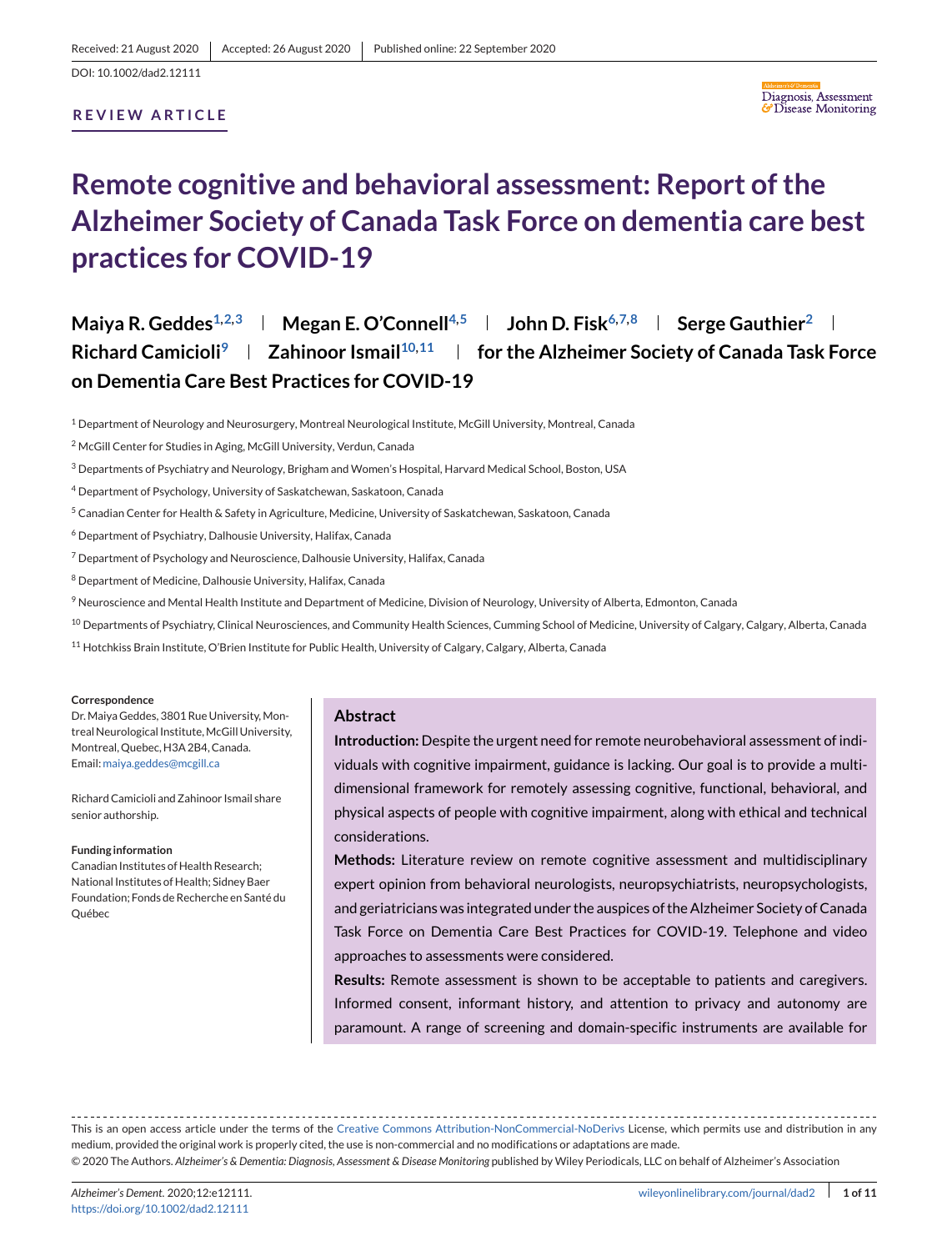Received: 21 August 2020 | Accepted: 26 August 2020 | Published online: 22 September 2020

DOI: 10.1002/dad2.12111

**REVIEW ARTICLE**

# Remote cognitive and behavioral assessment: Report of the Alzheimer Society of Canada Task Force on dementia care best practices for COVID-19

**Maiya R. Geddes**[1,2,3] | **Megan E. O'Connell**[4,5] | **John D. Fisk**[6,7,8] | **Serge Gauthier**[2] | **Richard Camicioli**[9] | **Zahinoor Ismail**[10,11] | **for the Alzheimer Society of Canada Task Force on Dementia Care Best Practices for COVID-19**

[1] Department of Neurology and Neurosurgery, Montreal Neurological Institute, McGill University, Montreal, Canada

[2] McGill Center for Studies in Aging, McGill University, Verdun, Canada

[3] Departments of Psychiatry and Neurology, Brigham and Women's Hospital, Harvard Medical School, Boston, USA

[4] Department of Psychology, University of Saskatchewan, Saskatoon, Canada

[5] Canadian Center for Health & Safety in Agriculture, Medicine, University of Saskatchewan, Saskatoon, Canada

[6] Department of Psychiatry, Dalhousie University, Halifax, Canada

[7] Department of Psychology and Neuroscience, Dalhousie University, Halifax, Canada

[8] Department of Medicine, Dalhousie University, Halifax, Canada

[9] Neuroscience and Mental Health Institute and Department of Medicine, Division of Neurology, University of Alberta, Edmonton, Canada

[10] Departments of Psychiatry, Clinical Neurosciences, and Community Health Sciences, Cumming School of Medicine, University of Calgary, Calgary, Alberta, Canada

[11] Hotchkiss Brain Institute, O'Brien Institute for Public Health, University of Calgary, Calgary, Alberta, Canada

**Correspondence**

Dr. Maiya Geddes, 3801 Rue University, Montreal Neurological Institute, McGill University, Montreal, Quebec, H3A 2B4, Canada.
Email: maiya.geddes@mcgill.ca

Richard Camicioli and Zahinoor Ismail share senior authorship.

**Funding information**

Canadian Institutes of Health Research; National Institutes of Health; Sidney Baer Foundation; Fonds de Recherche en Santé du Québec

## Abstract

**Introduction:** Despite the urgent need for remote neurobehavioral assessment of individuals with cognitive impairment, guidance is lacking. Our goal is to provide a multidimensional framework for remotely assessing cognitive, functional, behavioral, and physical aspects of people with cognitive impairment, along with ethical and technical considerations.

**Methods:** Literature review on remote cognitive assessment and multidisciplinary expert opinion from behavioral neurologists, neuropsychiatrists, neuropsychologists, and geriatricians was integrated under the auspices of the Alzheimer Society of Canada Task Force on Dementia Care Best Practices for COVID-19. Telephone and video approaches to assessments were considered.

**Results:** Remote assessment is shown to be acceptable to patients and caregivers. Informed consent, informant history, and attention to privacy and autonomy are paramount. A range of screening and domain-specific instruments are available for

---

This is an open access article under the terms of the Creative Commons Attribution-NonCommercial-NoDerivs License, which permits use and distribution in any medium, provided the original work is properly cited, the use is non-commercial and no modifications or adaptations are made.

© 2020 The Authors. *Alzheimer's & Dementia: Diagnosis, Assessment & Disease Monitoring* published by Wiley Periodicals, LLC on behalf of Alzheimer's Association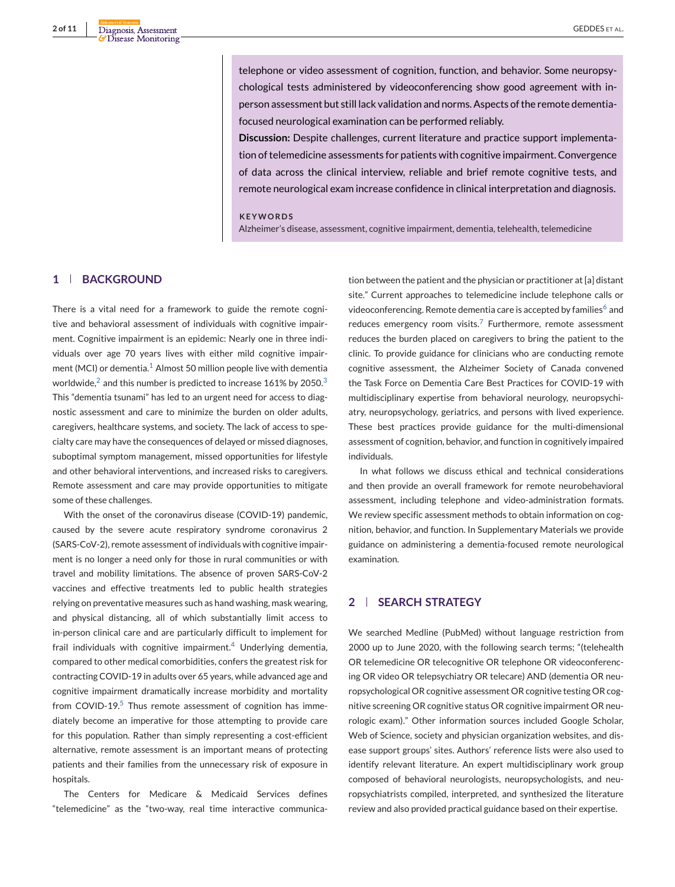telephone or video assessment of cognition, function, and behavior. Some neuropsychological tests administered by videoconferencing show good agreement with in-person assessment but still lack validation and norms. Aspects of the remote dementia-focused neurological examination can be performed reliably.

**Discussion:** Despite challenges, current literature and practice support implementation of telemedicine assessments for patients with cognitive impairment. Convergence of data across the clinical interview, reliable and brief remote cognitive tests, and remote neurological exam increase confidence in clinical interpretation and diagnosis.

**KEYWORDS**

Alzheimer's disease, assessment, cognitive impairment, dementia, telehealth, telemedicine

## 1 | BACKGROUND

There is a vital need for a framework to guide the remote cognitive and behavioral assessment of individuals with cognitive impairment. Cognitive impairment is an epidemic: Nearly one in three individuals over age 70 years lives with either mild cognitive impairment (MCI) or dementia.[1] Almost 50 million people live with dementia worldwide,[2] and this number is predicted to increase 161% by 2050.[3] This "dementia tsunami" has led to an urgent need for access to diagnostic assessment and care to minimize the burden on older adults, caregivers, healthcare systems, and society. The lack of access to specialty care may have the consequences of delayed or missed diagnoses, suboptimal symptom management, missed opportunities for lifestyle and other behavioral interventions, and increased risks to caregivers. Remote assessment and care may provide opportunities to mitigate some of these challenges.

With the onset of the coronavirus disease (COVID-19) pandemic, caused by the severe acute respiratory syndrome coronavirus 2 (SARS-CoV-2), remote assessment of individuals with cognitive impairment is no longer a need only for those in rural communities or with travel and mobility limitations. The absence of proven SARS-CoV-2 vaccines and effective treatments led to public health strategies relying on preventative measures such as hand washing, mask wearing, and physical distancing, all of which substantially limit access to in-person clinical care and are particularly difficult to implement for frail individuals with cognitive impairment.[4] Underlying dementia, compared to other medical comorbidities, confers the greatest risk for contracting COVID-19 in adults over 65 years, while advanced age and cognitive impairment dramatically increase morbidity and mortality from COVID-19.[5] Thus remote assessment of cognition has immediately become an imperative for those attempting to provide care for this population. Rather than simply representing a cost-efficient alternative, remote assessment is an important means of protecting patients and their families from the unnecessary risk of exposure in hospitals.

The Centers for Medicare & Medicaid Services defines "telemedicine" as the "two-way, real time interactive communication between the patient and the physician or practitioner at [a] distant site." Current approaches to telemedicine include telephone calls or videoconferencing. Remote dementia care is accepted by families[6] and reduces emergency room visits.[7] Furthermore, remote assessment reduces the burden placed on caregivers to bring the patient to the clinic. To provide guidance for clinicians who are conducting remote cognitive assessment, the Alzheimer Society of Canada convened the Task Force on Dementia Care Best Practices for COVID-19 with multidisciplinary expertise from behavioral neurology, neuropsychiatry, neuropsychology, geriatrics, and persons with lived experience. These best practices provide guidance for the multi-dimensional assessment of cognition, behavior, and function in cognitively impaired individuals.

In what follows we discuss ethical and technical considerations and then provide an overall framework for remote neurobehavioral assessment, including telephone and video-administration formats. We review specific assessment methods to obtain information on cognition, behavior, and function. In Supplementary Materials we provide guidance on administering a dementia-focused remote neurological examination.

## 2 | SEARCH STRATEGY

We searched Medline (PubMed) without language restriction from 2000 up to June 2020, with the following search terms; "(telehealth OR telemedicine OR telecognitive OR telephone OR videoconferencing OR video OR telepsychiatry OR telecare) AND (dementia OR neuropsychological OR cognitive assessment OR cognitive testing OR cognitive screening OR cognitive status OR cognitive impairment OR neurologic exam)." Other information sources included Google Scholar, Web of Science, society and physician organization websites, and disease support groups' sites. Authors' reference lists were also used to identify relevant literature. An expert multidisciplinary work group composed of behavioral neurologists, neuropsychologists, and neuropsychiatrists compiled, interpreted, and synthesized the literature review and also provided practical guidance based on their expertise.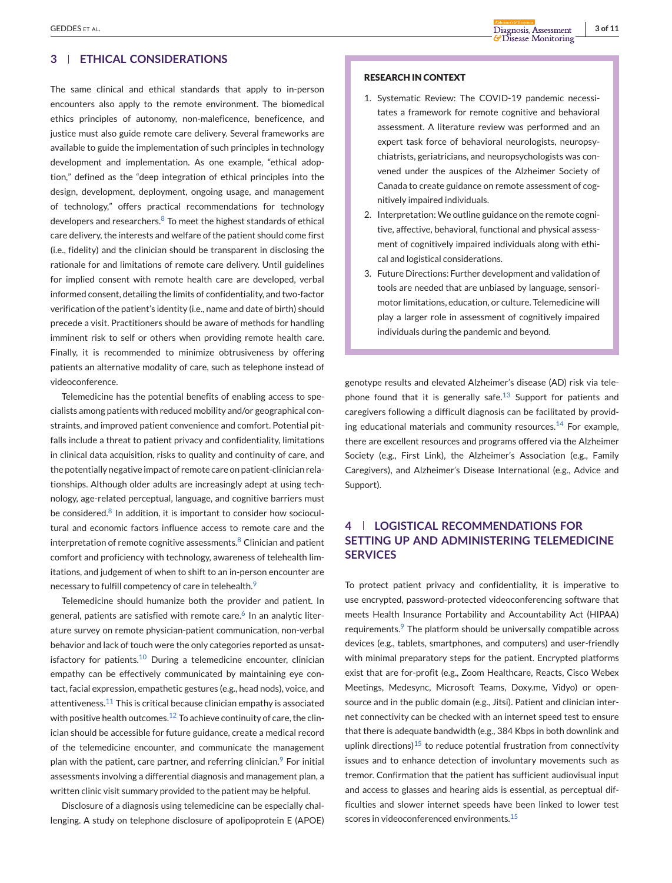## 3 | ETHICAL CONSIDERATIONS

The same clinical and ethical standards that apply to in-person encounters also apply to the remote environment. The biomedical ethics principles of autonomy, non-maleficence, beneficence, and justice must also guide remote care delivery. Several frameworks are available to guide the implementation of such principles in technology development and implementation. As one example, "ethical adoption," defined as the "deep integration of ethical principles into the design, development, deployment, ongoing usage, and management of technology," offers practical recommendations for technology developers and researchers.[8] To meet the highest standards of ethical care delivery, the interests and welfare of the patient should come first (i.e., fidelity) and the clinician should be transparent in disclosing the rationale for and limitations of remote care delivery. Until guidelines for implied consent with remote health care are developed, verbal informed consent, detailing the limits of confidentiality, and two-factor verification of the patient's identity (i.e., name and date of birth) should precede a visit. Practitioners should be aware of methods for handling imminent risk to self or others when providing remote health care. Finally, it is recommended to minimize obtrusiveness by offering patients an alternative modality of care, such as telephone instead of videoconference.

Telemedicine has the potential benefits of enabling access to specialists among patients with reduced mobility and/or geographical constraints, and improved patient convenience and comfort. Potential pitfalls include a threat to patient privacy and confidentiality, limitations in clinical data acquisition, risks to quality and continuity of care, and the potentially negative impact of remote care on patient-clinician relationships. Although older adults are increasingly adept at using technology, age-related perceptual, language, and cognitive barriers must be considered.[8] In addition, it is important to consider how sociocultural and economic factors influence access to remote care and the interpretation of remote cognitive assessments.[8] Clinician and patient comfort and proficiency with technology, awareness of telehealth limitations, and judgement of when to shift to an in-person encounter are necessary to fulfill competency of care in telehealth.[9]

Telemedicine should humanize both the provider and patient. In general, patients are satisfied with remote care.[6] In an analytic literature survey on remote physician-patient communication, non-verbal behavior and lack of touch were the only categories reported as unsatisfactory for patients.[10] During a telemedicine encounter, clinician empathy can be effectively communicated by maintaining eye contact, facial expression, empathetic gestures (e.g., head nods), voice, and attentiveness.[11] This is critical because clinician empathy is associated with positive health outcomes.[12] To achieve continuity of care, the clinician should be accessible for future guidance, create a medical record of the telemedicine encounter, and communicate the management plan with the patient, care partner, and referring clinician.[9] For initial assessments involving a differential diagnosis and management plan, a written clinic visit summary provided to the patient may be helpful.

Disclosure of a diagnosis using telemedicine can be especially challenging. A study on telephone disclosure of apolipoprotein E (APOE) genotype results and elevated Alzheimer's disease (AD) risk via telephone found that it is generally safe.[13] Support for patients and caregivers following a difficult diagnosis can be facilitated by providing educational materials and community resources.[14] For example, there are excellent resources and programs offered via the Alzheimer Society (e.g., First Link), the Alzheimer's Association (e.g., Family Caregivers), and Alzheimer's Disease International (e.g., Advice and Support).

> **RESEARCH IN CONTEXT**
>
> 1. Systematic Review: The COVID-19 pandemic necessitates a framework for remote cognitive and behavioral assessment. A literature review was performed and an expert task force of behavioral neurologists, neuropsychiatrists, geriatricians, and neuropsychologists was convened under the auspices of the Alzheimer Society of Canada to create guidance on remote assessment of cognitively impaired individuals.
> 2. Interpretation: We outline guidance on the remote cognitive, affective, behavioral, functional and physical assessment of cognitively impaired individuals along with ethical and logistical considerations.
> 3. Future Directions: Further development and validation of tools are needed that are unbiased by language, sensorimotor limitations, education, or culture. Telemedicine will play a larger role in assessment of cognitively impaired individuals during the pandemic and beyond.

## 4 | LOGISTICAL RECOMMENDATIONS FOR SETTING UP AND ADMINISTERING TELEMEDICINE SERVICES

To protect patient privacy and confidentiality, it is imperative to use encrypted, password-protected videoconferencing software that meets Health Insurance Portability and Accountability Act (HIPAA) requirements.[9] The platform should be universally compatible across devices (e.g., tablets, smartphones, and computers) and user-friendly with minimal preparatory steps for the patient. Encrypted platforms exist that are for-profit (e.g., Zoom Healthcare, Reacts, Cisco Webex Meetings, Medesync, Microsoft Teams, Doxy.me, Vidyo) or open-source and in the public domain (e.g., Jitsi). Patient and clinician internet connectivity can be checked with an internet speed test to ensure that there is adequate bandwidth (e.g., 384 Kbps in both downlink and uplink directions)[15] to reduce potential frustration from connectivity issues and to enhance detection of involuntary movements such as tremor. Confirmation that the patient has sufficient audiovisual input and access to glasses and hearing aids is essential, as perceptual difficulties and slower internet speeds have been linked to lower test scores in videoconferenced environments.[15]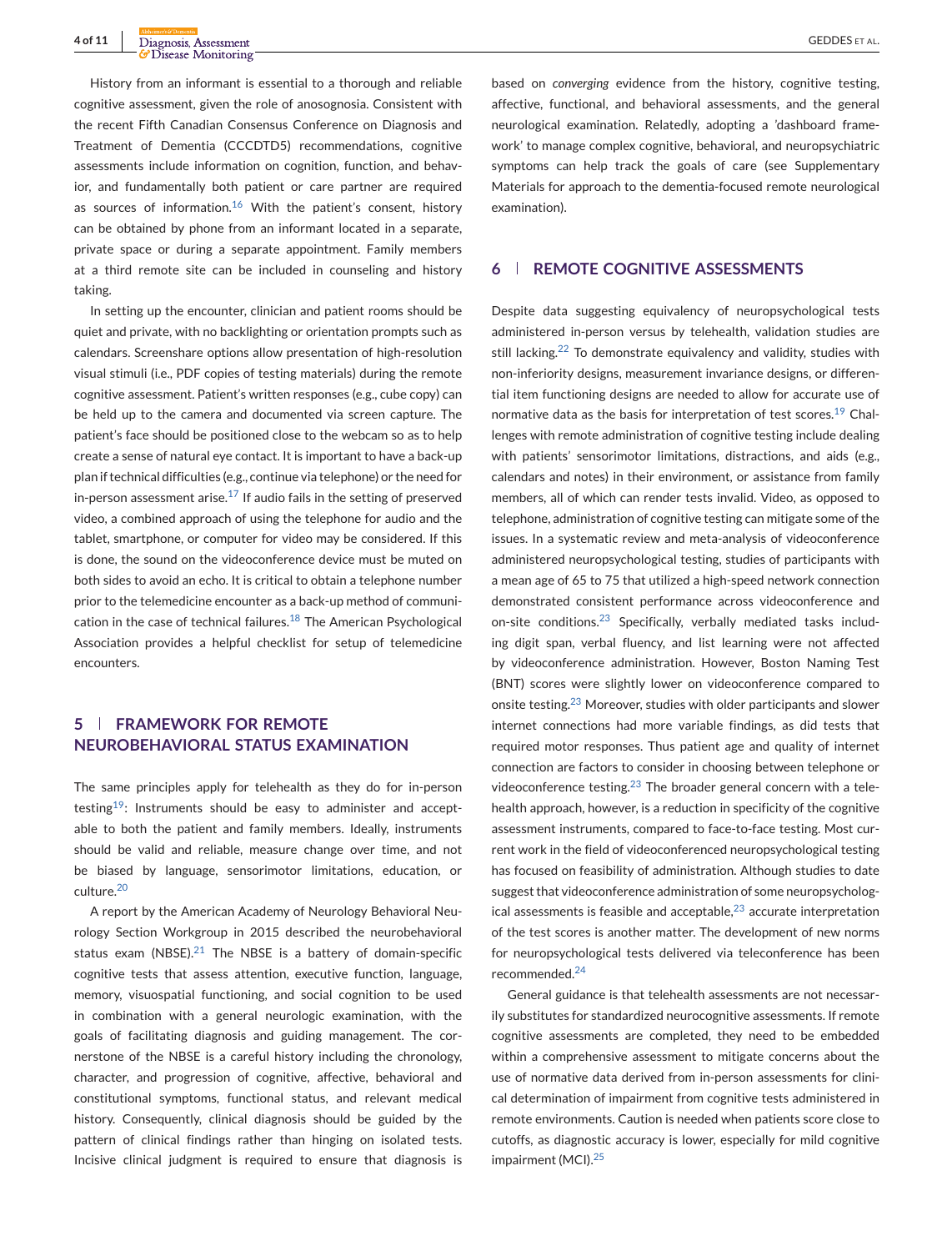History from an informant is essential to a thorough and reliable cognitive assessment, given the role of anosognosia. Consistent with the recent Fifth Canadian Consensus Conference on Diagnosis and Treatment of Dementia (CCCDTD5) recommendations, cognitive assessments include information on cognition, function, and behavior, and fundamentally both patient or care partner are required as sources of information.[16] With the patient's consent, history can be obtained by phone from an informant located in a separate, private space or during a separate appointment. Family members at a third remote site can be included in counseling and history taking.

In setting up the encounter, clinician and patient rooms should be quiet and private, with no backlighting or orientation prompts such as calendars. Screenshare options allow presentation of high-resolution visual stimuli (i.e., PDF copies of testing materials) during the remote cognitive assessment. Patient's written responses (e.g., cube copy) can be held up to the camera and documented via screen capture. The patient's face should be positioned close to the webcam so as to help create a sense of natural eye contact. It is important to have a back-up plan if technical difficulties (e.g., continue via telephone) or the need for in-person assessment arise.[17] If audio fails in the setting of preserved video, a combined approach of using the telephone for audio and the tablet, smartphone, or computer for video may be considered. If this is done, the sound on the videoconference device must be muted on both sides to avoid an echo. It is critical to obtain a telephone number prior to the telemedicine encounter as a back-up method of communication in the case of technical failures.[18] The American Psychological Association provides a helpful checklist for setup of telemedicine encounters.

## 5 | FRAMEWORK FOR REMOTE NEUROBEHAVIORAL STATUS EXAMINATION

The same principles apply for telehealth as they do for in-person testing[19]: Instruments should be easy to administer and acceptable to both the patient and family members. Ideally, instruments should be valid and reliable, measure change over time, and not be biased by language, sensorimotor limitations, education, or culture.[20]

A report by the American Academy of Neurology Behavioral Neurology Section Workgroup in 2015 described the neurobehavioral status exam (NBSE).[21] The NBSE is a battery of domain-specific cognitive tests that assess attention, executive function, language, memory, visuospatial functioning, and social cognition to be used in combination with a general neurologic examination, with the goals of facilitating diagnosis and guiding management. The cornerstone of the NBSE is a careful history including the chronology, character, and progression of cognitive, affective, behavioral and constitutional symptoms, functional status, and relevant medical history. Consequently, clinical diagnosis should be guided by the pattern of clinical findings rather than hinging on isolated tests. Incisive clinical judgment is required to ensure that diagnosis is based on *converging* evidence from the history, cognitive testing, affective, functional, and behavioral assessments, and the general neurological examination. Relatedly, adopting a 'dashboard framework' to manage complex cognitive, behavioral, and neuropsychiatric symptoms can help track the goals of care (see Supplementary Materials for approach to the dementia-focused remote neurological examination).

## 6 | REMOTE COGNITIVE ASSESSMENTS

Despite data suggesting equivalency of neuropsychological tests administered in-person versus by telehealth, validation studies are still lacking.[22] To demonstrate equivalency and validity, studies with non-inferiority designs, measurement invariance designs, or differential item functioning designs are needed to allow for accurate use of normative data as the basis for interpretation of test scores.[19] Challenges with remote administration of cognitive testing include dealing with patients' sensorimotor limitations, distractions, and aids (e.g., calendars and notes) in their environment, or assistance from family members, all of which can render tests invalid. Video, as opposed to telephone, administration of cognitive testing can mitigate some of the issues. In a systematic review and meta-analysis of videoconference administered neuropsychological testing, studies of participants with a mean age of 65 to 75 that utilized a high-speed network connection demonstrated consistent performance across videoconference and on-site conditions.[23] Specifically, verbally mediated tasks including digit span, verbal fluency, and list learning were not affected by videoconference administration. However, Boston Naming Test (BNT) scores were slightly lower on videoconference compared to onsite testing.[23] Moreover, studies with older participants and slower internet connections had more variable findings, as did tests that required motor responses. Thus patient age and quality of internet connection are factors to consider in choosing between telephone or videoconference testing.[23] The broader general concern with a telehealth approach, however, is a reduction in specificity of the cognitive assessment instruments, compared to face-to-face testing. Most current work in the field of videoconferenced neuropsychological testing has focused on feasibility of administration. Although studies to date suggest that videoconference administration of some neuropsychological assessments is feasible and acceptable,[23] accurate interpretation of the test scores is another matter. The development of new norms for neuropsychological tests delivered via teleconference has been recommended.[24]

General guidance is that telehealth assessments are not necessarily substitutes for standardized neurocognitive assessments. If remote cognitive assessments are completed, they need to be embedded within a comprehensive assessment to mitigate concerns about the use of normative data derived from in-person assessments for clinical determination of impairment from cognitive tests administered in remote environments. Caution is needed when patients score close to cutoffs, as diagnostic accuracy is lower, especially for mild cognitive impairment (MCI).[25]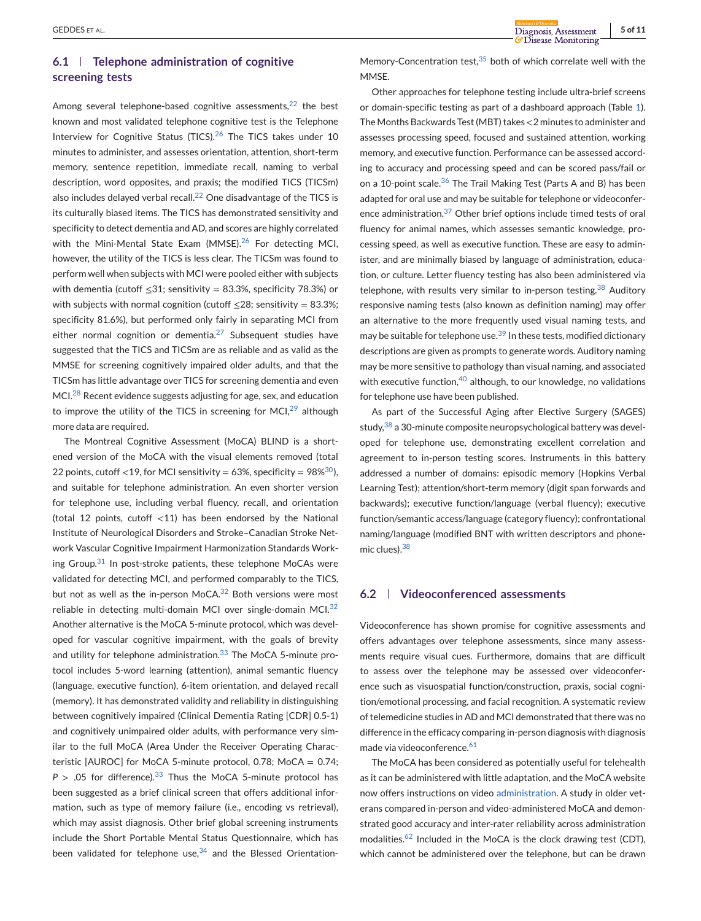### 6.1 | Telephone administration of cognitive screening tests

Among several telephone-based cognitive assessments,[22] the best known and most validated telephone cognitive test is the Telephone Interview for Cognitive Status (TICS).[26] The TICS takes under 10 minutes to administer, and assesses orientation, attention, short-term memory, sentence repetition, immediate recall, naming to verbal description, word opposites, and praxis; the modified TICS (TICSm) also includes delayed verbal recall.[22] One disadvantage of the TICS is its culturally biased items. The TICS has demonstrated sensitivity and specificity to detect dementia and AD, and scores are highly correlated with the Mini-Mental State Exam (MMSE).[26] For detecting MCI, however, the utility of the TICS is less clear. The TICSm was found to perform well when subjects with MCI were pooled either with subjects with dementia (cutoff ≤31; sensitivity = 83.3%, specificity 78.3%) or with subjects with normal cognition (cutoff ≤28; sensitivity = 83.3%; specificity 81.6%), but performed only fairly in separating MCI from either normal cognition or dementia.[27] Subsequent studies have suggested that the TICS and TICSm are as reliable and as valid as the MMSE for screening cognitively impaired older adults, and that the TICSm has little advantage over TICS for screening dementia and even MCI.[28] Recent evidence suggests adjusting for age, sex, and education to improve the utility of the TICS in screening for MCI,[29] although more data are required.

The Montreal Cognitive Assessment (MoCA) BLIND is a shortened version of the MoCA with the visual elements removed (total 22 points, cutoff <19, for MCI sensitivity = 63%, specificity = 98%[30]), and suitable for telephone administration. An even shorter version for telephone use, including verbal fluency, recall, and orientation (total 12 points, cutoff <11) has been endorsed by the National Institute of Neurological Disorders and Stroke–Canadian Stroke Network Vascular Cognitive Impairment Harmonization Standards Working Group.[31] In post-stroke patients, these telephone MoCAs were validated for detecting MCI, and performed comparably to the TICS, but not as well as the in-person MoCA.[32] Both versions were most reliable in detecting multi-domain MCI over single-domain MCI.[32] Another alternative is the MoCA 5-minute protocol, which was developed for vascular cognitive impairment, with the goals of brevity and utility for telephone administration.[33] The MoCA 5-minute protocol includes 5-word learning (attention), animal semantic fluency (language, executive function), 6-item orientation, and delayed recall (memory). It has demonstrated validity and reliability in distinguishing between cognitively impaired (Clinical Dementia Rating [CDR] 0.5-1) and cognitively unimpaired older adults, with performance very similar to the full MoCA (Area Under the Receiver Operating Characteristic [AUROC] for MoCA 5-minute protocol, 0.78; MoCA = 0.74; $P > .05$ for difference).[33] Thus the MoCA 5-minute protocol has been suggested as a brief clinical screen that offers additional information, such as type of memory failure (i.e., encoding vs retrieval), which may assist diagnosis. Other brief global screening instruments include the Short Portable Mental Status Questionnaire, which has been validated for telephone use,[34] and the Blessed Orientation-Memory-Concentration test,[35] both of which correlate well with the MMSE.

Other approaches for telephone testing include ultra-brief screens or domain-specific testing as part of a dashboard approach (Table 1). The Months Backwards Test (MBT) takes <2 minutes to administer and assesses processing speed, focused and sustained attention, working memory, and executive function. Performance can be assessed according to accuracy and processing speed and can be scored pass/fail or on a 10-point scale.[36] The Trail Making Test (Parts A and B) has been adapted for oral use and may be suitable for telephone or videoconference administration.[37] Other brief options include timed tests of oral fluency for animal names, which assesses semantic knowledge, processing speed, as well as executive function. These are easy to administer, and are minimally biased by language of administration, education, or culture. Letter fluency testing has also been administered via telephone, with results very similar to in-person testing.[38] Auditory responsive naming tests (also known as definition naming) may offer an alternative to the more frequently used visual naming tests, and may be suitable for telephone use.[39] In these tests, modified dictionary descriptions are given as prompts to generate words. Auditory naming may be more sensitive to pathology than visual naming, and associated with executive function,[40] although, to our knowledge, no validations for telephone use have been published.

As part of the Successful Aging after Elective Surgery (SAGES) study,[38] a 30-minute composite neuropsychological battery was developed for telephone use, demonstrating excellent correlation and agreement to in-person testing scores. Instruments in this battery addressed a number of domains: episodic memory (Hopkins Verbal Learning Test); attention/short-term memory (digit span forwards and backwards); executive function/language (verbal fluency); executive function/semantic access/language (category fluency); confrontational naming/language (modified BNT with written descriptors and phonemic clues).[38]

### 6.2 | Videoconferenced assessments

Videoconference has shown promise for cognitive assessments and offers advantages over telephone assessments, since many assessments require visual cues. Furthermore, domains that are difficult to assess over the telephone may be assessed over videoconference such as visuospatial function/construction, praxis, social cognition/emotional processing, and facial recognition. A systematic review of telemedicine studies in AD and MCI demonstrated that there was no difference in the efficacy comparing in-person diagnosis with diagnosis made via videoconference.[61]

The MoCA has been considered as potentially useful for telehealth as it can be administered with little adaptation, and the MoCA website now offers instructions on video administration. A study in older veterans compared in-person and video-administered MoCA and demonstrated good accuracy and inter-rater reliability across administration modalities.[62] Included in the MoCA is the clock drawing test (CDT), which cannot be administered over the telephone, but can be drawn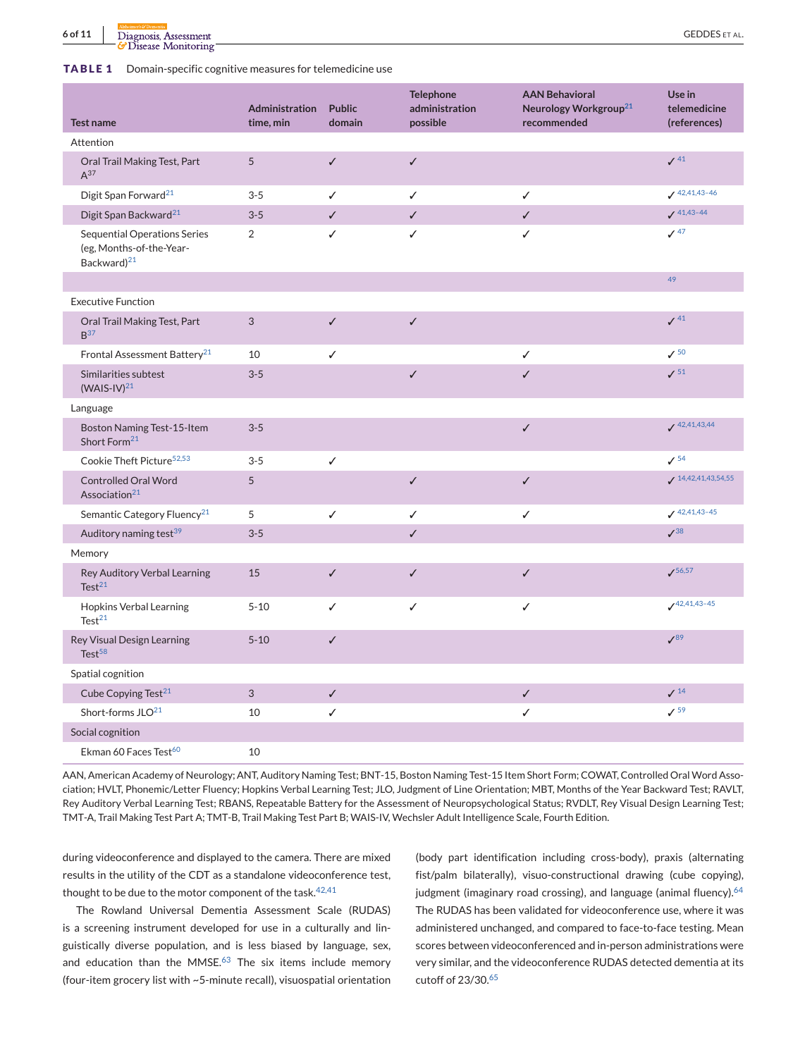**TABLE 1** Domain-specific cognitive measures for telemedicine use

| Test name | Administration time, min | Public domain | Telephone administration possible | AAN Behavioral Neurology Workgroup[21] recommended | Use in telemedicine (references) |
|---|---|---|---|---|---|
| Attention | | | | | |
| Oral Trail Making Test, Part A[37] | 5 | ✓ | ✓ | | ✓ [41] |
| Digit Span Forward[21] | 3-5 | ✓ | ✓ | ✓ | ✓ [42,41,43–46] |
| Digit Span Backward[21] | 3-5 | ✓ | ✓ | ✓ | ✓ [41,43–44] |
| Sequential Operations Series (eg, Months-of-the-Year-Backward)[21] | 2 | ✓ | ✓ | ✓ | ✓ [47] |
| | | | | | [49] |
| Executive Function | | | | | |
| Oral Trail Making Test, Part B[37] | 3 | ✓ | ✓ | | ✓ [41] |
| Frontal Assessment Battery[21] | 10 | ✓ | | ✓ | ✓ [50] |
| Similarities subtest (WAIS-IV)[21] | 3-5 | | ✓ | ✓ | ✓ [51] |
| Language | | | | | |
| Boston Naming Test-15-Item Short Form[21] | 3-5 | | | ✓ | ✓ [42,41,43,44] |
| Cookie Theft Picture[52,53] | 3-5 | ✓ | | | ✓ [54] |
| Controlled Oral Word Association[21] | 5 | | ✓ | ✓ | ✓ [14,42,41,43,54,55] |
| Semantic Category Fluency[21] | 5 | ✓ | ✓ | ✓ | ✓ [42,41,43–45] |
| Auditory naming test[39] | 3-5 | | ✓ | | ✓[38] |
| Memory | | | | | |
| Rey Auditory Verbal Learning Test[21] | 15 | ✓ | ✓ | ✓ | ✓[56,57] |
| Hopkins Verbal Learning Test[21] | 5-10 | ✓ | ✓ | ✓ | ✓[42,41,43–45] |
| Rey Visual Design Learning Test[58] | 5-10 | ✓ | | | ✓[89] |
| Spatial cognition | | | | | |
| Cube Copying Test[21] | 3 | ✓ | | ✓ | ✓ [14] |
| Short-forms JLO[21] | 10 | ✓ | | ✓ | ✓ [59] |
| Social cognition | | | | | |
| Ekman 60 Faces Test[60] | 10 | | | | |

AAN, American Academy of Neurology; ANT, Auditory Naming Test; BNT-15, Boston Naming Test-15 Item Short Form; COWAT, Controlled Oral Word Association; HVLT, Phonemic/Letter Fluency; Hopkins Verbal Learning Test; JLO, Judgment of Line Orientation; MBT, Months of the Year Backward Test; RAVLT, Rey Auditory Verbal Learning Test; RBANS, Repeatable Battery for the Assessment of Neuropsychological Status; RVDLT, Rey Visual Design Learning Test; TMT-A, Trail Making Test Part A; TMT-B, Trail Making Test Part B; WAIS-IV, Wechsler Adult Intelligence Scale, Fourth Edition.

during videoconference and displayed to the camera. There are mixed results in the utility of the CDT as a standalone videoconference test, thought to be due to the motor component of the task.[42,41]

The Rowland Universal Dementia Assessment Scale (RUDAS) is a screening instrument developed for use in a culturally and linguistically diverse population, and is less biased by language, sex, and education than the MMSE.[63] The six items include memory (four-item grocery list with ~5-minute recall), visuospatial orientation (body part identification including cross-body), praxis (alternating fist/palm bilaterally), visuo-constructional drawing (cube copying), judgment (imaginary road crossing), and language (animal fluency).[64] The RUDAS has been validated for videoconference use, where it was administered unchanged, and compared to face-to-face testing. Mean scores between videoconferenced and in-person administrations were very similar, and the videoconference RUDAS detected dementia at its cutoff of 23/30.[65]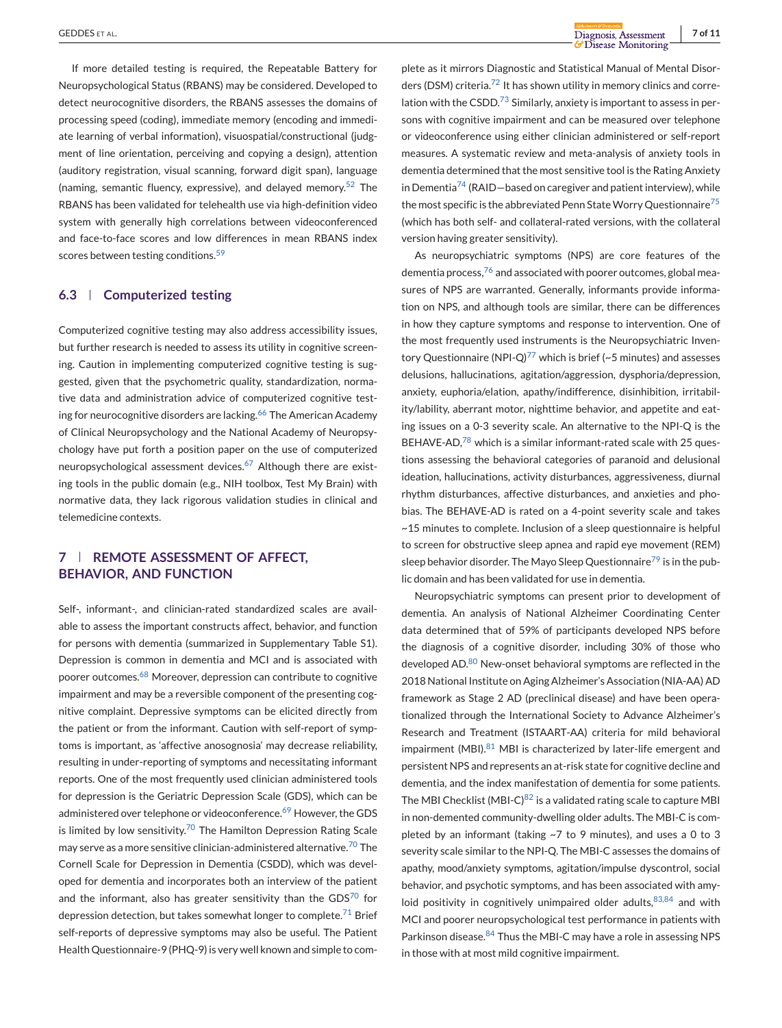If more detailed testing is required, the Repeatable Battery for Neuropsychological Status (RBANS) may be considered. Developed to detect neurocognitive disorders, the RBANS assesses the domains of processing speed (coding), immediate memory (encoding and immediate learning of verbal information), visuospatial/constructional (judgment of line orientation, perceiving and copying a design), attention (auditory registration, visual scanning, forward digit span), language (naming, semantic fluency, expressive), and delayed memory.[52] The RBANS has been validated for telehealth use via high-definition video system with generally high correlations between videoconferenced and face-to-face scores and low differences in mean RBANS index scores between testing conditions.[59]

### 6.3 | Computerized testing

Computerized cognitive testing may also address accessibility issues, but further research is needed to assess its utility in cognitive screening. Caution in implementing computerized cognitive testing is suggested, given that the psychometric quality, standardization, normative data and administration advice of computerized cognitive testing for neurocognitive disorders are lacking.[66] The American Academy of Clinical Neuropsychology and the National Academy of Neuropsychology have put forth a position paper on the use of computerized neuropsychological assessment devices.[67] Although there are existing tools in the public domain (e.g., NIH toolbox, Test My Brain) with normative data, they lack rigorous validation studies in clinical and telemedicine contexts.

## 7 | REMOTE ASSESSMENT OF AFFECT, BEHAVIOR, AND FUNCTION

Self-, informant-, and clinician-rated standardized scales are available to assess the important constructs affect, behavior, and function for persons with dementia (summarized in Supplementary Table S1). Depression is common in dementia and MCI and is associated with poorer outcomes.[68] Moreover, depression can contribute to cognitive impairment and may be a reversible component of the presenting cognitive complaint. Depressive symptoms can be elicited directly from the patient or from the informant. Caution with self-report of symptoms is important, as 'affective anosognosia' may decrease reliability, resulting in under-reporting of symptoms and necessitating informant reports. One of the most frequently used clinician administered tools for depression is the Geriatric Depression Scale (GDS), which can be administered over telephone or videoconference.[69] However, the GDS is limited by low sensitivity.[70] The Hamilton Depression Rating Scale may serve as a more sensitive clinician-administered alternative.[70] The Cornell Scale for Depression in Dementia (CSDD), which was developed for dementia and incorporates both an interview of the patient and the informant, also has greater sensitivity than the GDS[70] for depression detection, but takes somewhat longer to complete.[71] Brief self-reports of depressive symptoms may also be useful. The Patient Health Questionnaire-9 (PHQ-9) is very well known and simple to complete as it mirrors Diagnostic and Statistical Manual of Mental Disorders (DSM) criteria.[72] It has shown utility in memory clinics and correlation with the CSDD.[73] Similarly, anxiety is important to assess in persons with cognitive impairment and can be measured over telephone or videoconference using either clinician administered or self-report measures. A systematic review and meta-analysis of anxiety tools in dementia determined that the most sensitive tool is the Rating Anxiety in Dementia[74] (RAID—based on caregiver and patient interview), while the most specific is the abbreviated Penn State Worry Questionnaire[75] (which has both self- and collateral-rated versions, with the collateral version having greater sensitivity).

As neuropsychiatric symptoms (NPS) are core features of the dementia process,[76] and associated with poorer outcomes, global measures of NPS are warranted. Generally, informants provide information on NPS, and although tools are similar, there can be differences in how they capture symptoms and response to intervention. One of the most frequently used instruments is the Neuropsychiatric Inventory Questionnaire (NPI-Q)[77] which is brief (~5 minutes) and assesses delusions, hallucinations, agitation/aggression, dysphoria/depression, anxiety, euphoria/elation, apathy/indifference, disinhibition, irritability/lability, aberrant motor, nighttime behavior, and appetite and eating issues on a 0-3 severity scale. An alternative to the NPI-Q is the BEHAVE-AD,[78] which is a similar informant-rated scale with 25 questions assessing the behavioral categories of paranoid and delusional ideation, hallucinations, activity disturbances, aggressiveness, diurnal rhythm disturbances, affective disturbances, and anxieties and phobias. The BEHAVE-AD is rated on a 4-point severity scale and takes ~15 minutes to complete. Inclusion of a sleep questionnaire is helpful to screen for obstructive sleep apnea and rapid eye movement (REM) sleep behavior disorder. The Mayo Sleep Questionnaire[79] is in the public domain and has been validated for use in dementia.

Neuropsychiatric symptoms can present prior to development of dementia. An analysis of National Alzheimer Coordinating Center data determined that of 59% of participants developed NPS before the diagnosis of a cognitive disorder, including 30% of those who developed AD.[80] New-onset behavioral symptoms are reflected in the 2018 National Institute on Aging Alzheimer's Association (NIA-AA) AD framework as Stage 2 AD (preclinical disease) and have been operationalized through the International Society to Advance Alzheimer's Research and Treatment (ISTAART-AA) criteria for mild behavioral impairment (MBI).[81] MBI is characterized by later-life emergent and persistent NPS and represents an at-risk state for cognitive decline and dementia, and the index manifestation of dementia for some patients. The MBI Checklist (MBI-C)[82] is a validated rating scale to capture MBI in non-demented community-dwelling older adults. The MBI-C is completed by an informant (taking ~7 to 9 minutes), and uses a 0 to 3 severity scale similar to the NPI-Q. The MBI-C assesses the domains of apathy, mood/anxiety symptoms, agitation/impulse dyscontrol, social behavior, and psychotic symptoms, and has been associated with amyloid positivity in cognitively unimpaired older adults,[83,84] and with MCI and poorer neuropsychological test performance in patients with Parkinson disease.[84] Thus the MBI-C may have a role in assessing NPS in those with at most mild cognitive impairment.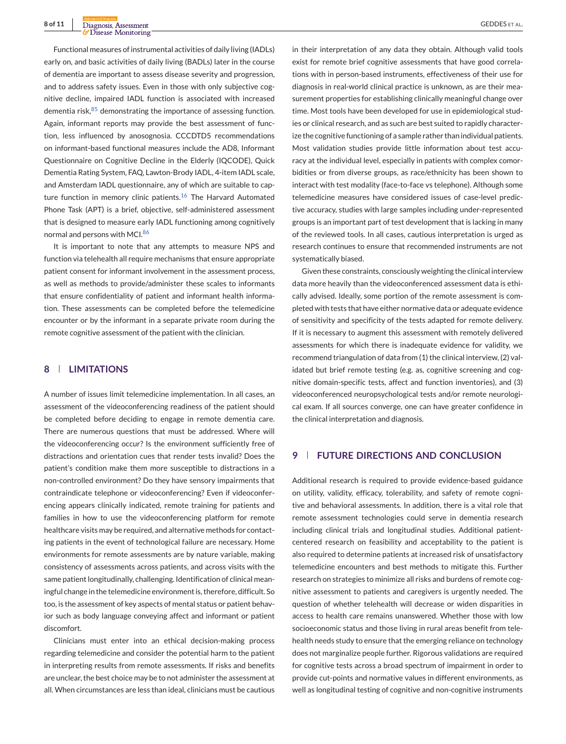Functional measures of instrumental activities of daily living (IADLs) early on, and basic activities of daily living (BADLs) later in the course of dementia are important to assess disease severity and progression, and to address safety issues. Even in those with only subjective cognitive decline, impaired IADL function is associated with increased dementia risk,[85] demonstrating the importance of assessing function. Again, informant reports may provide the best assessment of function, less influenced by anosognosia. CCCDTD5 recommendations on informant-based functional measures include the AD8, Informant Questionnaire on Cognitive Decline in the Elderly (IQCODE), Quick Dementia Rating System, FAQ, Lawton-Brody IADL, 4-item IADL scale, and Amsterdam IADL questionnaire, any of which are suitable to capture function in memory clinic patients.[16] The Harvard Automated Phone Task (APT) is a brief, objective, self-administered assessment that is designed to measure early IADL functioning among cognitively normal and persons with MCI.[86]

It is important to note that any attempts to measure NPS and function via telehealth all require mechanisms that ensure appropriate patient consent for informant involvement in the assessment process, as well as methods to provide/administer these scales to informants that ensure confidentiality of patient and informant health information. These assessments can be completed before the telemedicine encounter or by the informant in a separate private room during the remote cognitive assessment of the patient with the clinician.

## 8 | LIMITATIONS

A number of issues limit telemedicine implementation. In all cases, an assessment of the videoconferencing readiness of the patient should be completed before deciding to engage in remote dementia care. There are numerous questions that must be addressed. Where will the videoconferencing occur? Is the environment sufficiently free of distractions and orientation cues that render tests invalid? Does the patient's condition make them more susceptible to distractions in a non-controlled environment? Do they have sensory impairments that contraindicate telephone or videoconferencing? Even if videoconferencing appears clinically indicated, remote training for patients and families in how to use the videoconferencing platform for remote healthcare visits may be required, and alternative methods for contacting patients in the event of technological failure are necessary. Home environments for remote assessments are by nature variable, making consistency of assessments across patients, and across visits with the same patient longitudinally, challenging. Identification of clinical meaningful change in the telemedicine environment is, therefore, difficult. So too, is the assessment of key aspects of mental status or patient behavior such as body language conveying affect and informant or patient discomfort.

Clinicians must enter into an ethical decision-making process regarding telemedicine and consider the potential harm to the patient in interpreting results from remote assessments. If risks and benefits are unclear, the best choice may be to not administer the assessment at all. When circumstances are less than ideal, clinicians must be cautious in their interpretation of any data they obtain. Although valid tools exist for remote brief cognitive assessments that have good correlations with in person-based instruments, effectiveness of their use for diagnosis in real-world clinical practice is unknown, as are their measurement properties for establishing clinically meaningful change over time. Most tools have been developed for use in epidemiological studies or clinical research, and as such are best suited to rapidly characterize the cognitive functioning of a sample rather than individual patients. Most validation studies provide little information about test accuracy at the individual level, especially in patients with complex comorbidities or from diverse groups, as race/ethnicity has been shown to interact with test modality (face-to-face vs telephone). Although some telemedicine measures have considered issues of case-level predictive accuracy, studies with large samples including under-represented groups is an important part of test development that is lacking in many of the reviewed tools. In all cases, cautious interpretation is urged as research continues to ensure that recommended instruments are not systematically biased.

Given these constraints, consciously weighting the clinical interview data more heavily than the videoconferenced assessment data is ethically advised. Ideally, some portion of the remote assessment is completed with tests that have either normative data or adequate evidence of sensitivity and specificity of the tests adapted for remote delivery. If it is necessary to augment this assessment with remotely delivered assessments for which there is inadequate evidence for validity, we recommend triangulation of data from (1) the clinical interview, (2) validated but brief remote testing (e.g. as, cognitive screening and cognitive domain-specific tests, affect and function inventories), and (3) videoconferenced neuropsychological tests and/or remote neurological exam. If all sources converge, one can have greater confidence in the clinical interpretation and diagnosis.

## 9 | FUTURE DIRECTIONS AND CONCLUSION

Additional research is required to provide evidence-based guidance on utility, validity, efficacy, tolerability, and safety of remote cognitive and behavioral assessments. In addition, there is a vital role that remote assessment technologies could serve in dementia research including clinical trials and longitudinal studies. Additional patient-centered research on feasibility and acceptability to the patient is also required to determine patients at increased risk of unsatisfactory telemedicine encounters and best methods to mitigate this. Further research on strategies to minimize all risks and burdens of remote cognitive assessment to patients and caregivers is urgently needed. The question of whether telehealth will decrease or widen disparities in access to health care remains unanswered. Whether those with low socioeconomic status and those living in rural areas benefit from telehealth needs study to ensure that the emerging reliance on technology does not marginalize people further. Rigorous validations are required for cognitive tests across a broad spectrum of impairment in order to provide cut-points and normative values in different environments, as well as longitudinal testing of cognitive and non-cognitive instruments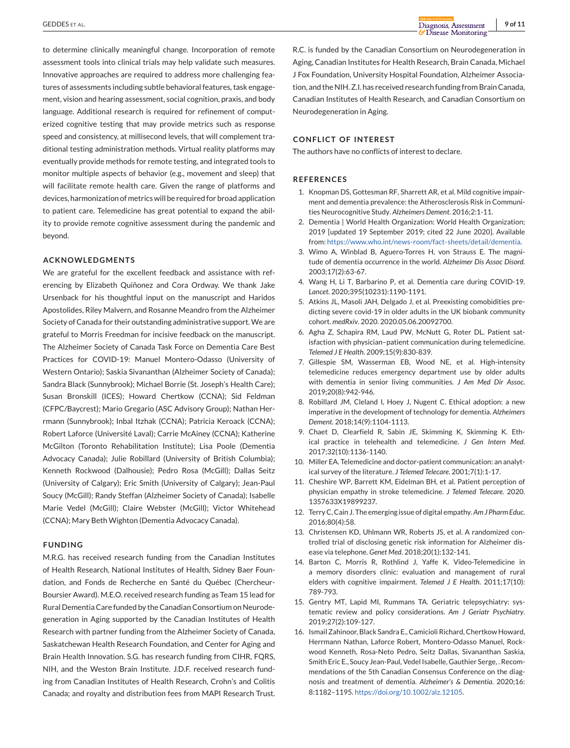to determine clinically meaningful change. Incorporation of remote assessment tools into clinical trials may help validate such measures. Innovative approaches are required to address more challenging features of assessments including subtle behavioral features, task engagement, vision and hearing assessment, social cognition, praxis, and body language. Additional research is required for refinement of computerized cognitive testing that may provide metrics such as response speed and consistency, at millisecond levels, that will complement traditional testing administration methods. Virtual reality platforms may eventually provide methods for remote testing, and integrated tools to monitor multiple aspects of behavior (e.g., movement and sleep) that will facilitate remote health care. Given the range of platforms and devices, harmonization of metrics will be required for broad application to patient care. Telemedicine has great potential to expand the ability to provide remote cognitive assessment during the pandemic and beyond.

## ACKNOWLEDGMENTS

We are grateful for the excellent feedback and assistance with referencing by Elizabeth Quiñonez and Cora Ordway. We thank Jake Ursenbach for his thoughtful input on the manuscript and Haridos Apostolides, Riley Malvern, and Rosanne Meandro from the Alzheimer Society of Canada for their outstanding administrative support. We are grateful to Morris Freedman for incisive feedback on the manuscript. The Alzheimer Society of Canada Task Force on Dementia Care Best Practices for COVID-19: Manuel Montero-Odasso (University of Western Ontario); Saskia Sivananthan (Alzheimer Society of Canada); Sandra Black (Sunnybrook); Michael Borrie (St. Joseph's Health Care); Susan Bronskill (ICES); Howard Chertkow (CCNA); Sid Feldman (CFPC/Baycrest); Mario Gregario (ASC Advisory Group); Nathan Herrmann (Sunnybrook); Inbal Itzhak (CCNA); Patricia Keroack (CCNA); Robert Laforce (Université Laval); Carrie McAiney (CCNA); Katherine McGilton (Toronto Rehabilitation Institute); Lisa Poole (Dementia Advocacy Canada); Julie Robillard (University of British Columbia); Kenneth Rockwood (Dalhousie); Pedro Rosa (McGill); Dallas Seitz (University of Calgary); Eric Smith (University of Calgary); Jean-Paul Soucy (McGill); Randy Steffan (Alzheimer Society of Canada); Isabelle Marie Vedel (McGill); Claire Webster (McGill); Victor Whitehead (CCNA); Mary Beth Wighton (Dementia Advocacy Canada).

## FUNDING

M.R.G. has received research funding from the Canadian Institutes of Health Research, National Institutes of Health, Sidney Baer Foundation, and Fonds de Recherche en Santé du Québec (Chercheur-Boursier Award). M.E.O. received research funding as Team 15 lead for Rural Dementia Care funded by the Canadian Consortium on Neurodegeneration in Aging supported by the Canadian Institutes of Health Research with partner funding from the Alzheimer Society of Canada, Saskatchewan Health Research Foundation, and Center for Aging and Brain Health Innovation. S.G. has research funding from CIHR, FQRS, NIH, and the Weston Brain Institute. J.D.F. received research funding from Canadian Institutes of Health Research, Crohn's and Colitis Canada; and royalty and distribution fees from MAPI Research Trust. R.C. is funded by the Canadian Consortium on Neurodegeneration in Aging, Canadian Institutes for Health Research, Brain Canada, Michael J Fox Foundation, University Hospital Foundation, Alzheimer Association, and the NIH. Z.I. has received research funding from Brain Canada, Canadian Institutes of Health Research, and Canadian Consortium on Neurodegeneration in Aging.

## CONFLICT OF INTEREST

The authors have no conflicts of interest to declare.

## REFERENCES

1. Knopman DS, Gottesman RF, Sharrett AR, et al. Mild cognitive impairment and dementia prevalence: the Atherosclerosis Risk in Communities Neurocognitive Study. *Alzheimers Dement*. 2016;2:1-11.
2. Dementia | World Health Organization: World Health Organization; 2019 [updated 19 September 2019; cited 22 June 2020]. Available from: https://www.who.int/news-room/fact-sheets/detail/dementia.
3. Wimo A, Winblad B, Aguero-Torres H, von Strauss E. The magnitude of dementia occurrence in the world. *Alzheimer Dis Assoc Disord*. 2003;17(2):63-67.
4. Wang H, Li T, Barbarino P, et al. Dementia care during COVID-19. *Lancet*. 2020;395(10231):1190-1191.
5. Atkins JL, Masoli JAH, Delgado J, et al. Preexisting comobidities predicting severe covid-19 in older adults in the UK biobank community cohort. *medRxiv*. 2020. 2020.05.06.20092700.
6. Agha Z, Schapira RM, Laud PW, McNutt G, Roter DL. Patient satisfaction with physician–patient communication during telemedicine. *Telemed J E Health*. 2009;15(9):830-839.
7. Gillespie SM, Wasserman EB, Wood NE, et al. High-intensity telemedicine reduces emergency department use by older adults with dementia in senior living communities. *J Am Med Dir Assoc*. 2019;20(8):942-946.
8. Robillard JM, Cleland I, Hoey J, Nugent C. Ethical adoption: a new imperative in the development of technology for dementia. *Alzheimers Dement*. 2018;14(9):1104-1113.
9. Chaet D, Clearfield R, Sabin JE, Skimming K, Skimming K. Ethical practice in telehealth and telemedicine. *J Gen Intern Med*. 2017;32(10):1136-1140.
10. Miller EA. Telemedicine and doctor-patient communication: an analytical survey of the literature. *J Telemed Telecare*. 2001;7(1):1-17.
11. Cheshire WP, Barrett KM, Eidelman BH, et al. Patient perception of physician empathy in stroke telemedicine. *J Telemed Telecare*. 2020. 1357633X19899237.
12. Terry C, Cain J. The emerging issue of digital empathy. *Am J Pharm Educ*. 2016;80(4):58.
13. Christensen KD, Uhlmann WR, Roberts JS, et al. A randomized controlled trial of disclosing genetic risk information for Alzheimer disease via telephone. *Genet Med*. 2018;20(1):132-141.
14. Barton C, Morris R, Rothlind J, Yaffe K. Video-Telemedicine in a memory disorders clinic: evaluation and management of rural elders with cognitive impairment. *Telemed J E Health*. 2011;17(10): 789-793.
15. Gentry MT, Lapid MI, Rummans TA. Geriatric telepsychiatry: systematic review and policy considerations. *Am J Geriatr Psychiatry*. 2019;27(2):109-127.
16. Ismail Zahinoor, Black Sandra E., Camicioli Richard, Chertkow Howard, Herrmann Nathan, Laforce Robert, Montero-Odasso Manuel, Rockwood Kenneth, Rosa-Neto Pedro, Seitz Dallas, Sivananthan Saskia, Smith Eric E., Soucy Jean-Paul, Vedel Isabelle, Gauthier Serge, . Recommendations of the 5th Canadian Consensus Conference on the diagnosis and treatment of dementia. *Alzheimer's & Dementia*. 2020;16: 8:1182–1195. https://doi.org/10.1002/alz.12105.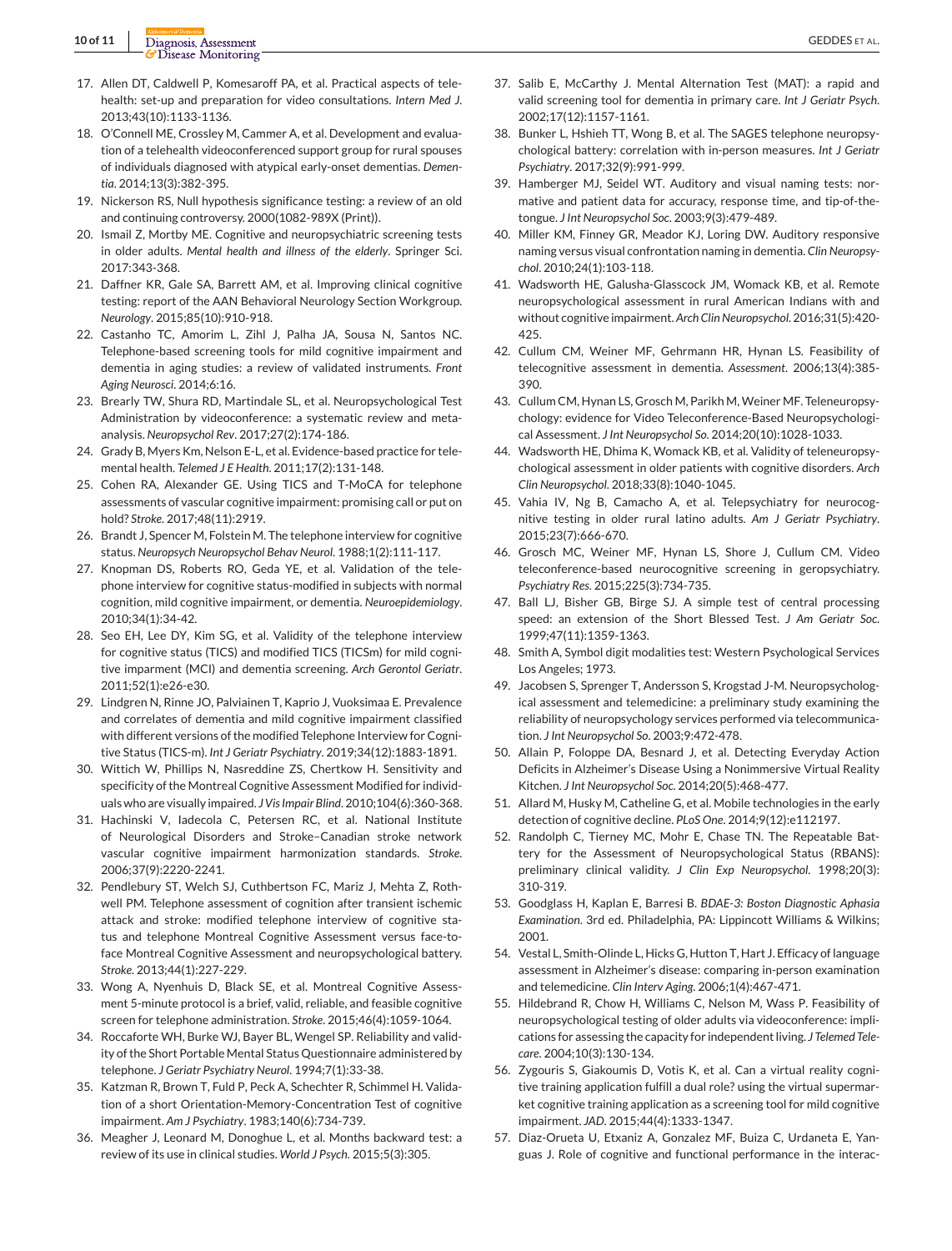17. Allen DT, Caldwell P, Komesaroff PA, et al. Practical aspects of telehealth: set-up and preparation for video consultations. *Intern Med J*. 2013;43(10):1133-1136.
18. O'Connell ME, Crossley M, Cammer A, et al. Development and evaluation of a telehealth videoconferenced support group for rural spouses of individuals diagnosed with atypical early-onset dementias. *Dementia*. 2014;13(3):382-395.
19. Nickerson RS, Null hypothesis significance testing: a review of an old and continuing controversy. 2000(1082-989X (Print)).
20. Ismail Z, Mortby ME. Cognitive and neuropsychiatric screening tests in older adults. *Mental health and illness of the elderly*. Springer Sci. 2017:343-368.
21. Daffner KR, Gale SA, Barrett AM, et al. Improving clinical cognitive testing: report of the AAN Behavioral Neurology Section Workgroup. *Neurology*. 2015;85(10):910-918.
22. Castanho TC, Amorim L, Zihl J, Palha JA, Sousa N, Santos NC. Telephone-based screening tools for mild cognitive impairment and dementia in aging studies: a review of validated instruments. *Front Aging Neurosci*. 2014;6:16.
23. Brearly TW, Shura RD, Martindale SL, et al. Neuropsychological Test Administration by videoconference: a systematic review and meta-analysis. *Neuropsychol Rev*. 2017;27(2):174-186.
24. Grady B, Myers Km, Nelson E-L, et al. Evidence-based practice for telemental health. *Telemed J E Health*. 2011;17(2):131-148.
25. Cohen RA, Alexander GE. Using TICS and T-MoCA for telephone assessments of vascular cognitive impairment: promising call or put on hold? *Stroke*. 2017;48(11):2919.
26. Brandt J, Spencer M, Folstein M. The telephone interview for cognitive status. *Neuropsych Neuropsychol Behav Neurol*. 1988;1(2):111-117.
27. Knopman DS, Roberts RO, Geda YE, et al. Validation of the telephone interview for cognitive status-modified in subjects with normal cognition, mild cognitive impairment, or dementia. *Neuroepidemiology*. 2010;34(1):34-42.
28. Seo EH, Lee DY, Kim SG, et al. Validity of the telephone interview for cognitive status (TICS) and modified TICS (TICSm) for mild cognitive imparment (MCI) and dementia screening. *Arch Gerontol Geriatr*. 2011;52(1):e26-e30.
29. Lindgren N, Rinne JO, Palviainen T, Kaprio J, Vuoksimaa E. Prevalence and correlates of dementia and mild cognitive impairment classified with different versions of the modified Telephone Interview for Cognitive Status (TICS-m). *Int J Geriatr Psychiatry*. 2019;34(12):1883-1891.
30. Wittich W, Phillips N, Nasreddine ZS, Chertkow H. Sensitivity and specificity of the Montreal Cognitive Assessment Modified for individuals who are visually impaired. *J Vis Impair Blind*. 2010;104(6):360-368.
31. Hachinski V, Iadecola C, Petersen RC, et al. National Institute of Neurological Disorders and Stroke–Canadian stroke network vascular cognitive impairment harmonization standards. *Stroke*. 2006;37(9):2220-2241.
32. Pendlebury ST, Welch SJ, Cuthbertson FC, Mariz J, Mehta Z, Rothwell PM. Telephone assessment of cognition after transient ischemic attack and stroke: modified telephone interview of cognitive status and telephone Montreal Cognitive Assessment versus face-to-face Montreal Cognitive Assessment and neuropsychological battery. *Stroke*. 2013;44(1):227-229.
33. Wong A, Nyenhuis D, Black SE, et al. Montreal Cognitive Assessment 5-minute protocol is a brief, valid, reliable, and feasible cognitive screen for telephone administration. *Stroke*. 2015;46(4):1059-1064.
34. Roccaforte WH, Burke WJ, Bayer BL, Wengel SP. Reliability and validity of the Short Portable Mental Status Questionnaire administered by telephone. *J Geriatr Psychiatry Neurol*. 1994;7(1):33-38.
35. Katzman R, Brown T, Fuld P, Peck A, Schechter R, Schimmel H. Validation of a short Orientation-Memory-Concentration Test of cognitive impairment. *Am J Psychiatry*. 1983;140(6):734-739.
36. Meagher J, Leonard M, Donoghue L, et al. Months backward test: a review of its use in clinical studies. *World J Psych*. 2015;5(3):305.
37. Salib E, McCarthy J. Mental Alternation Test (MAT): a rapid and valid screening tool for dementia in primary care. *Int J Geriatr Psych*. 2002;17(12):1157-1161.
38. Bunker L, Hshieh TT, Wong B, et al. The SAGES telephone neuropsychological battery: correlation with in-person measures. *Int J Geriatr Psychiatry*. 2017;32(9):991-999.
39. Hamberger MJ, Seidel WT. Auditory and visual naming tests: normative and patient data for accuracy, response time, and tip-of-the-tongue. *J Int Neuropsychol Soc*. 2003;9(3):479-489.
40. Miller KM, Finney GR, Meador KJ, Loring DW. Auditory responsive naming versus visual confrontation naming in dementia. *Clin Neuropsychol*. 2010;24(1):103-118.
41. Wadsworth HE, Galusha-Glasscock JM, Womack KB, et al. Remote neuropsychological assessment in rural American Indians with and without cognitive impairment. *Arch Clin Neuropsychol*. 2016;31(5):420-425.
42. Cullum CM, Weiner MF, Gehrmann HR, Hynan LS. Feasibility of telecognitive assessment in dementia. *Assessment*. 2006;13(4):385-390.
43. Cullum CM, Hynan LS, Grosch M, Parikh M, Weiner MF. Teleneuropsychology: evidence for Video Teleconference-Based Neuropsychological Assessment. *J Int Neuropsychol So*. 2014;20(10):1028-1033.
44. Wadsworth HE, Dhima K, Womack KB, et al. Validity of teleneuropsychological assessment in older patients with cognitive disorders. *Arch Clin Neuropsychol*. 2018;33(8):1040-1045.
45. Vahia IV, Ng B, Camacho A, et al. Telepsychiatry for neurocognitive testing in older rural latino adults. *Am J Geriatr Psychiatry*. 2015;23(7):666-670.
46. Grosch MC, Weiner MF, Hynan LS, Shore J, Cullum CM. Video teleconference-based neurocognitive screening in geropsychiatry. *Psychiatry Res*. 2015;225(3):734-735.
47. Ball LJ, Bisher GB, Birge SJ. A simple test of central processing speed: an extension of the Short Blessed Test. *J Am Geriatr Soc*. 1999;47(11):1359-1363.
48. Smith A, Symbol digit modalities test: Western Psychological Services Los Angeles; 1973.
49. Jacobsen S, Sprenger T, Andersson S, Krogstad J-M. Neuropsychological assessment and telemedicine: a preliminary study examining the reliability of neuropsychology services performed via telecommunication. *J Int Neuropsychol So*. 2003;9:472-478.
50. Allain P, Foloppe DA, Besnard J, et al. Detecting Everyday Action Deficits in Alzheimer's Disease Using a Nonimmersive Virtual Reality Kitchen. *J Int Neuropsychol Soc*. 2014;20(5):468-477.
51. Allard M, Husky M, Catheline G, et al. Mobile technologies in the early detection of cognitive decline. *PLoS One*. 2014;9(12):e112197.
52. Randolph C, Tierney MC, Mohr E, Chase TN. The Repeatable Battery for the Assessment of Neuropsychological Status (RBANS): preliminary clinical validity. *J Clin Exp Neuropsychol*. 1998;20(3):310-319.
53. Goodglass H, Kaplan E, Barresi B. *BDAE-3: Boston Diagnostic Aphasia Examination*. 3rd ed. Philadelphia, PA: Lippincott Williams & Wilkins; 2001.
54. Vestal L, Smith-Olinde L, Hicks G, Hutton T, Hart J. Efficacy of language assessment in Alzheimer's disease: comparing in-person examination and telemedicine. *Clin Interv Aging*. 2006;1(4):467-471.
55. Hildebrand R, Chow H, Williams C, Nelson M, Wass P. Feasibility of neuropsychological testing of older adults via videoconference: implications for assessing the capacity for independent living. *J Telemed Telecare*. 2004;10(3):130-134.
56. Zygouris S, Giakoumis D, Votis K, et al. Can a virtual reality cognitive training application fulfill a dual role? using the virtual supermarket cognitive training application as a screening tool for mild cognitive impairment. *JAD*. 2015;44(4):1333-1347.
57. Diaz-Orueta U, Etxaniz A, Gonzalez MF, Buiza C, Urdaneta E, Yanguas J. Role of cognitive and functional performance in the interac-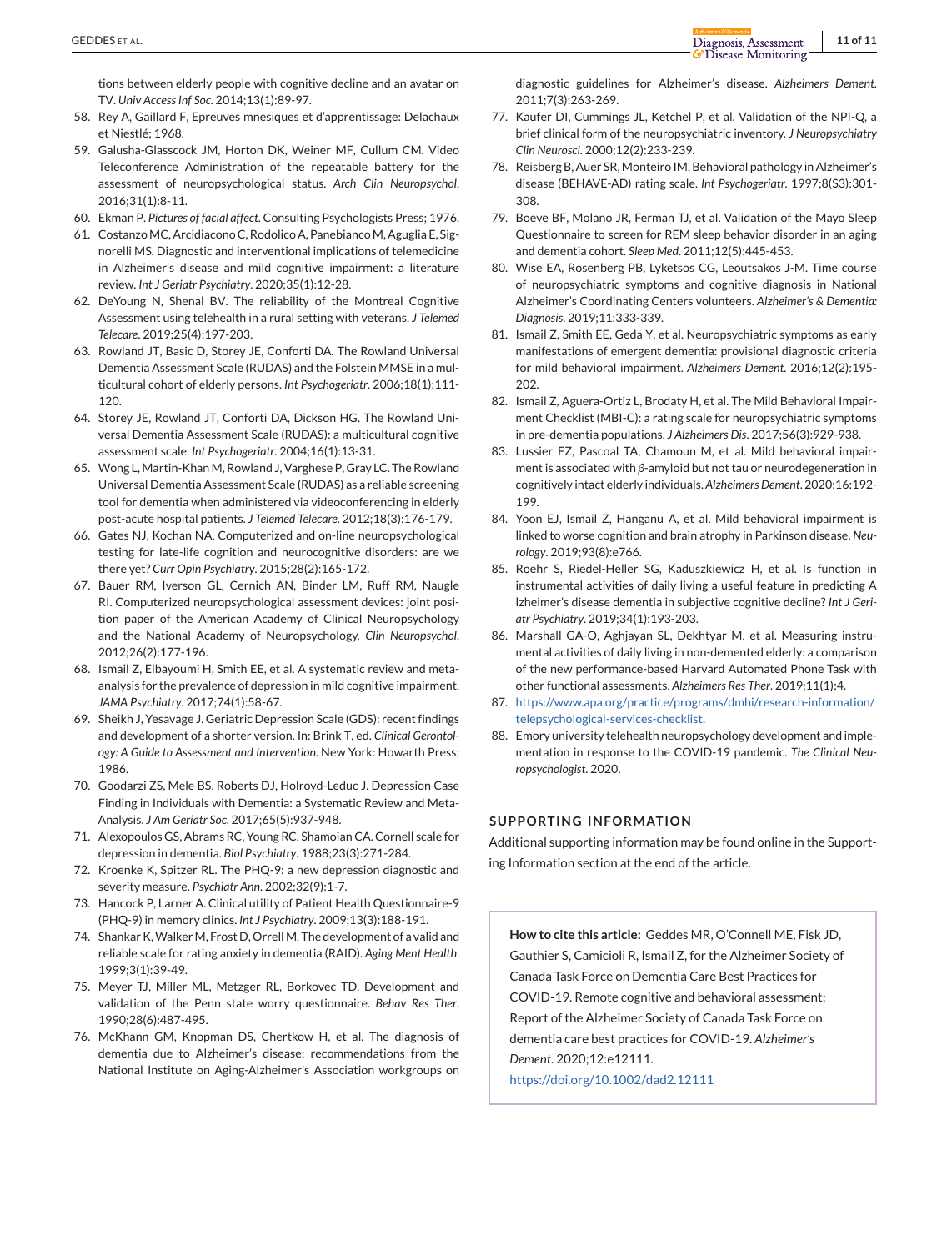tions between elderly people with cognitive decline and an avatar on TV. *Univ Access Inf Soc*. 2014;13(1):89-97.

58. Rey A, Gaillard F, Epreuves mnesiques et d'apprentissage: Delachaux et Niestlé; 1968.
59. Galusha-Glasscock JM, Horton DK, Weiner MF, Cullum CM. Video Teleconference Administration of the repeatable battery for the assessment of neuropsychological status. *Arch Clin Neuropsychol*. 2016;31(1):8-11.
60. Ekman P. *Pictures of facial affect*. Consulting Psychologists Press; 1976.
61. Costanzo MC, Arcidiacono C, Rodolico A, Panebianco M, Aguglia E, Signorelli MS. Diagnostic and interventional implications of telemedicine in Alzheimer's disease and mild cognitive impairment: a literature review. *Int J Geriatr Psychiatry*. 2020;35(1):12-28.
62. DeYoung N, Shenal BV. The reliability of the Montreal Cognitive Assessment using telehealth in a rural setting with veterans. *J Telemed Telecare*. 2019;25(4):197-203.
63. Rowland JT, Basic D, Storey JE, Conforti DA. The Rowland Universal Dementia Assessment Scale (RUDAS) and the Folstein MMSE in a multicultural cohort of elderly persons. *Int Psychogeriatr*. 2006;18(1):111-120.
64. Storey JE, Rowland JT, Conforti DA, Dickson HG. The Rowland Universal Dementia Assessment Scale (RUDAS): a multicultural cognitive assessment scale. *Int Psychogeriatr*. 2004;16(1):13-31.
65. Wong L, Martin-Khan M, Rowland J, Varghese P, Gray LC. The Rowland Universal Dementia Assessment Scale (RUDAS) as a reliable screening tool for dementia when administered via videoconferencing in elderly post-acute hospital patients. *J Telemed Telecare*. 2012;18(3):176-179.
66. Gates NJ, Kochan NA. Computerized and on-line neuropsychological testing for late-life cognition and neurocognitive disorders: are we there yet? *Curr Opin Psychiatry*. 2015;28(2):165-172.
67. Bauer RM, Iverson GL, Cernich AN, Binder LM, Ruff RM, Naugle RI. Computerized neuropsychological assessment devices: joint position paper of the American Academy of Clinical Neuropsychology and the National Academy of Neuropsychology. *Clin Neuropsychol*. 2012;26(2):177-196.
68. Ismail Z, Elbayoumi H, Smith EE, et al. A systematic review and meta-analysis for the prevalence of depression in mild cognitive impairment. *JAMA Psychiatry*. 2017;74(1):58-67.
69. Sheikh J, Yesavage J. Geriatric Depression Scale (GDS): recent findings and development of a shorter version. In: Brink T, ed. *Clinical Gerontology: A Guide to Assessment and Intervention*. New York: Howarth Press; 1986.
70. Goodarzi ZS, Mele BS, Roberts DJ, Holroyd-Leduc J. Depression Case Finding in Individuals with Dementia: a Systematic Review and Meta-Analysis. *J Am Geriatr Soc*. 2017;65(5):937-948.
71. Alexopoulos GS, Abrams RC, Young RC, Shamoian CA. Cornell scale for depression in dementia. *Biol Psychiatry*. 1988;23(3):271-284.
72. Kroenke K, Spitzer RL. The PHQ-9: a new depression diagnostic and severity measure. *Psychiatr Ann*. 2002;32(9):1-7.
73. Hancock P, Larner A. Clinical utility of Patient Health Questionnaire-9 (PHQ-9) in memory clinics. *Int J Psychiatry*. 2009;13(3):188-191.
74. Shankar K, Walker M, Frost D, Orrell M. The development of a valid and reliable scale for rating anxiety in dementia (RAID). *Aging Ment Health*. 1999;3(1):39-49.
75. Meyer TJ, Miller ML, Metzger RL, Borkovec TD. Development and validation of the Penn state worry questionnaire. *Behav Res Ther*. 1990;28(6):487-495.
76. McKhann GM, Knopman DS, Chertkow H, et al. The diagnosis of dementia due to Alzheimer's disease: recommendations from the National Institute on Aging-Alzheimer's Association workgroups on diagnostic guidelines for Alzheimer's disease. *Alzheimers Dement*. 2011;7(3):263-269.
77. Kaufer DI, Cummings JL, Ketchel P, et al. Validation of the NPI-Q, a brief clinical form of the neuropsychiatric inventory. *J Neuropsychiatry Clin Neurosci*. 2000;12(2):233-239.
78. Reisberg B, Auer SR, Monteiro IM. Behavioral pathology in Alzheimer's disease (BEHAVE-AD) rating scale. *Int Psychogeriatr*. 1997;8(S3):301-308.
79. Boeve BF, Molano JR, Ferman TJ, et al. Validation of the Mayo Sleep Questionnaire to screen for REM sleep behavior disorder in an aging and dementia cohort. *Sleep Med*. 2011;12(5):445-453.
80. Wise EA, Rosenberg PB, Lyketsos CG, Leoutsakos J-M. Time course of neuropsychiatric symptoms and cognitive diagnosis in National Alzheimer's Coordinating Centers volunteers. *Alzheimer's & Dementia: Diagnosis*. 2019;11:333-339.
81. Ismail Z, Smith EE, Geda Y, et al. Neuropsychiatric symptoms as early manifestations of emergent dementia: provisional diagnostic criteria for mild behavioral impairment. *Alzheimers Dement*. 2016;12(2):195-202.
82. Ismail Z, Aguera-Ortiz L, Brodaty H, et al. The Mild Behavioral Impairment Checklist (MBI-C): a rating scale for neuropsychiatric symptoms in pre-dementia populations. *J Alzheimers Dis*. 2017;56(3):929-938.
83. Lussier FZ, Pascoal TA, Chamoun M, et al. Mild behavioral impairment is associated with $\beta$-amyloid but not tau or neurodegeneration in cognitively intact elderly individuals. *Alzheimers Dement*. 2020;16:192-199.
84. Yoon EJ, Ismail Z, Hanganu A, et al. Mild behavioral impairment is linked to worse cognition and brain atrophy in Parkinson disease. *Neurology*. 2019;93(8):e766.
85. Roehr S, Riedel-Heller SG, Kaduszkiewicz H, et al. Is function in instrumental activities of daily living a useful feature in predicting A lzheimer's disease dementia in subjective cognitive decline? *Int J Geriatr Psychiatry*. 2019;34(1):193-203.
86. Marshall GA-O, Aghjayan SL, Dekhtyar M, et al. Measuring instrumental activities of daily living in non-demented elderly: a comparison of the new performance-based Harvard Automated Phone Task with other functional assessments. *Alzheimers Res Ther*. 2019;11(1):4.
87. https://www.apa.org/practice/programs/dmhi/research-information/telepsychological-services-checklist.
88. Emory university telehealth neuropsychology development and implementation in response to the COVID-19 pandemic. *The Clinical Neuropsychologist*. 2020.

## SUPPORTING INFORMATION

Additional supporting information may be found online in the Supporting Information section at the end of the article.

**How to cite this article:** Geddes MR, O'Connell ME, Fisk JD, Gauthier S, Camicioli R, Ismail Z, for the Alzheimer Society of Canada Task Force on Dementia Care Best Practices for COVID-19. Remote cognitive and behavioral assessment: Report of the Alzheimer Society of Canada Task Force on dementia care best practices for COVID-19. *Alzheimer's Dement*. 2020;12:e12111. https://doi.org/10.1002/dad2.12111